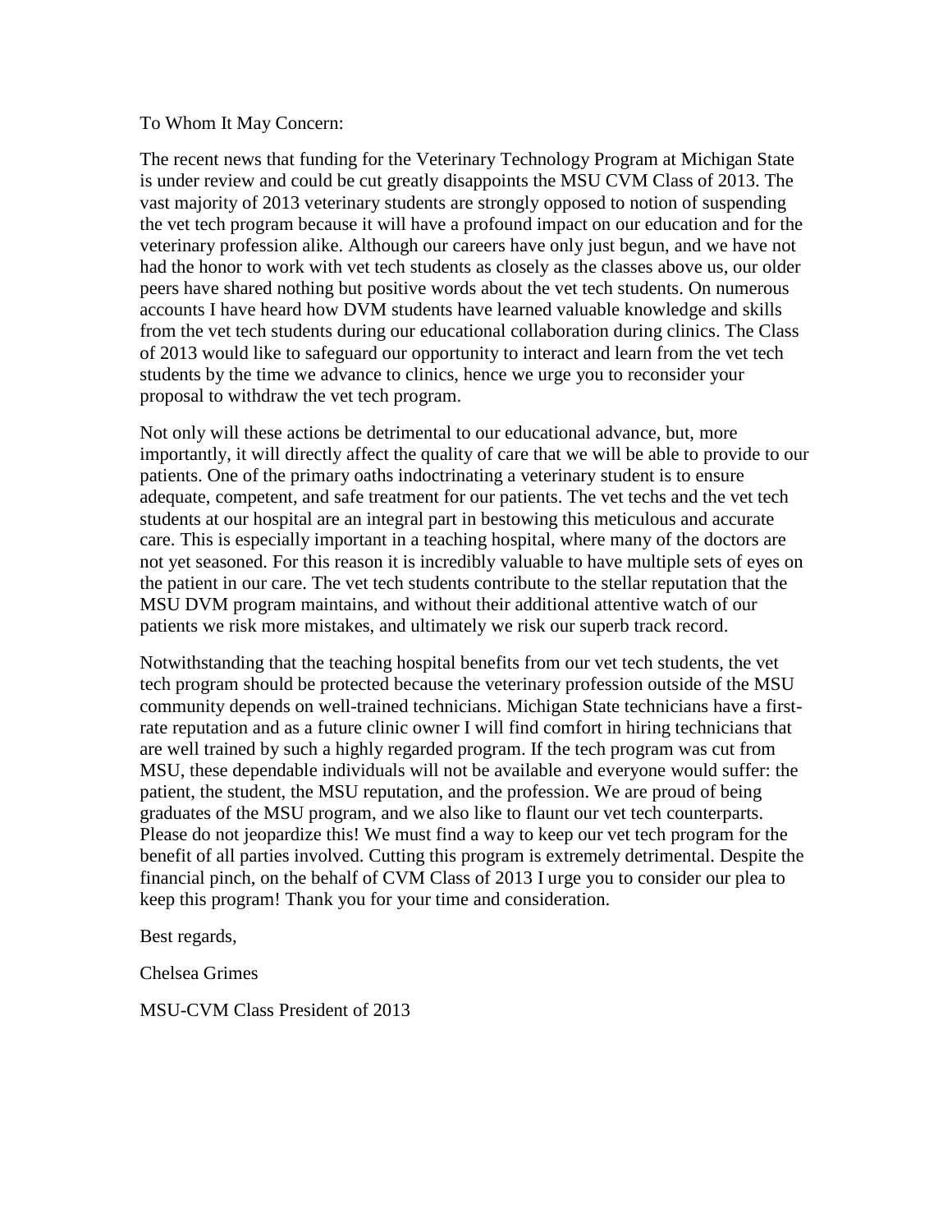To Whom It May Concern:

The recent news that funding for the Veterinary Technology Program at Michigan State is under review and could be cut greatly disappoints the MSU CVM Class of 2013. The vast majority of 2013 veterinary students are strongly opposed to notion of suspending the vet tech program because it will have a profound impact on our education and for the veterinary profession alike. Although our careers have only just begun, and we have not had the honor to work with vet tech students as closely as the classes above us, our older peers have shared nothing but positive words about the vet tech students. On numerous accounts I have heard how DVM students have learned valuable knowledge and skills from the vet tech students during our educational collaboration during clinics. The Class of 2013 would like to safeguard our opportunity to interact and learn from the vet tech students by the time we advance to clinics, hence we urge you to reconsider your proposal to withdraw the vet tech program.

Not only will these actions be detrimental to our educational advance, but, more importantly, it will directly affect the quality of care that we will be able to provide to our patients. One of the primary oaths indoctrinating a veterinary student is to ensure adequate, competent, and safe treatment for our patients. The vet techs and the vet tech students at our hospital are an integral part in bestowing this meticulous and accurate care. This is especially important in a teaching hospital, where many of the doctors are not yet seasoned. For this reason it is incredibly valuable to have multiple sets of eyes on the patient in our care. The vet tech students contribute to the stellar reputation that the MSU DVM program maintains, and without their additional attentive watch of our patients we risk more mistakes, and ultimately we risk our superb track record.

Notwithstanding that the teaching hospital benefits from our vet tech students, the vet tech program should be protected because the veterinary profession outside of the MSU community depends on well-trained technicians. Michigan State technicians have a first-rate reputation and as a future clinic owner I will find comfort in hiring technicians that are well trained by such a highly regarded program. If the tech program was cut from MSU, these dependable individuals will not be available and everyone would suffer: the patient, the student, the MSU reputation, and the profession. We are proud of being graduates of the MSU program, and we also like to flaunt our vet tech counterparts. Please do not jeopardize this! We must find a way to keep our vet tech program for the benefit of all parties involved. Cutting this program is extremely detrimental. Despite the financial pinch, on the behalf of CVM Class of 2013 I urge you to consider our plea to keep this program! Thank you for your time and consideration.

Best regards,

Chelsea Grimes

MSU-CVM Class President of 2013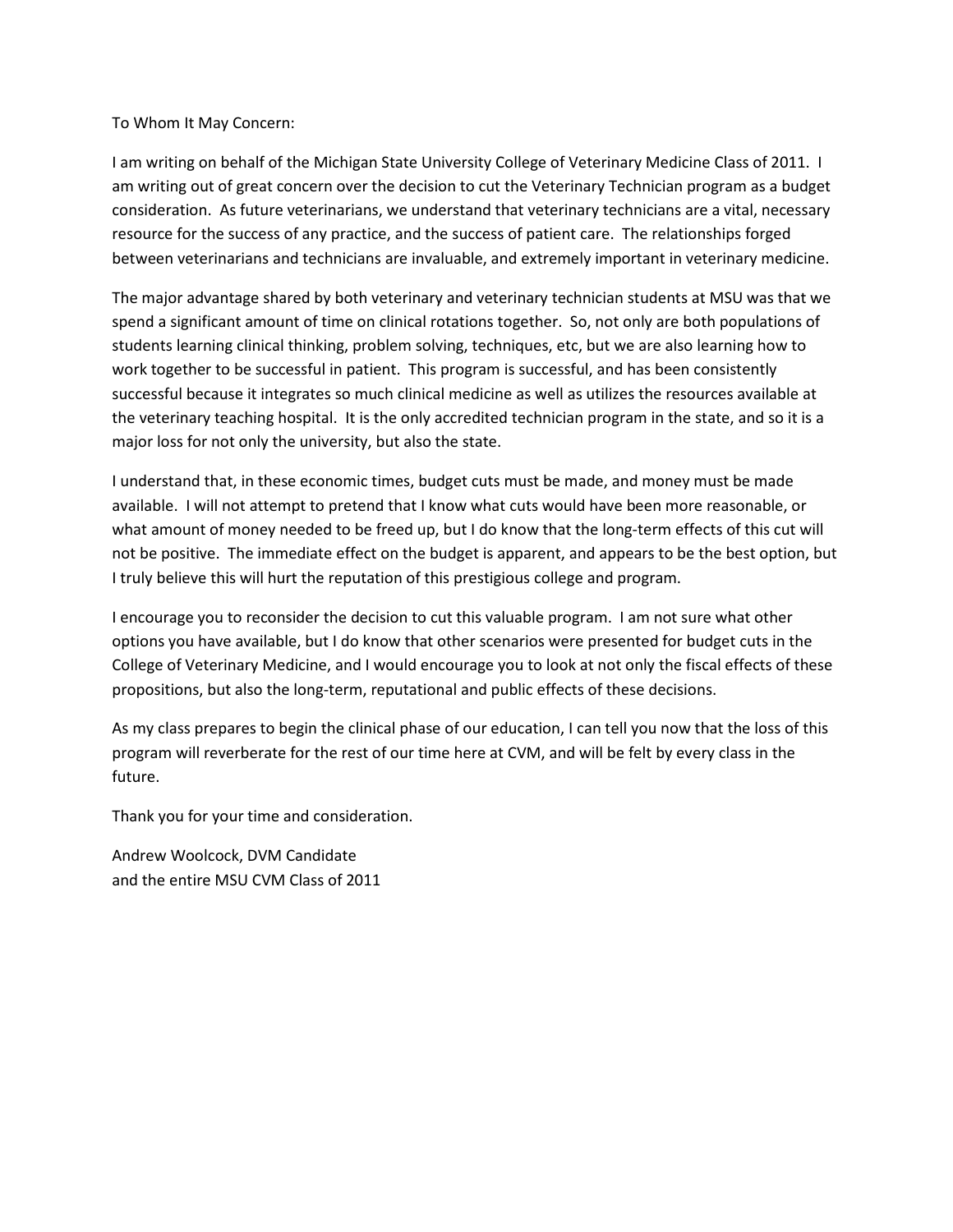To Whom It May Concern:

I am writing on behalf of the Michigan State University College of Veterinary Medicine Class of 2011. I am writing out of great concern over the decision to cut the Veterinary Technician program as a budget consideration. As future veterinarians, we understand that veterinary technicians are a vital, necessary resource for the success of any practice, and the success of patient care. The relationships forged between veterinarians and technicians are invaluable, and extremely important in veterinary medicine.

The major advantage shared by both veterinary and veterinary technician students at MSU was that we spend a significant amount of time on clinical rotations together. So, not only are both populations of students learning clinical thinking, problem solving, techniques, etc, but we are also learning how to work together to be successful in patient. This program is successful, and has been consistently successful because it integrates so much clinical medicine as well as utilizes the resources available at the veterinary teaching hospital. It is the only accredited technician program in the state, and so it is a major loss for not only the university, but also the state.

I understand that, in these economic times, budget cuts must be made, and money must be made available. I will not attempt to pretend that I know what cuts would have been more reasonable, or what amount of money needed to be freed up, but I do know that the long-term effects of this cut will not be positive. The immediate effect on the budget is apparent, and appears to be the best option, but I truly believe this will hurt the reputation of this prestigious college and program.

I encourage you to reconsider the decision to cut this valuable program. I am not sure what other options you have available, but I do know that other scenarios were presented for budget cuts in the College of Veterinary Medicine, and I would encourage you to look at not only the fiscal effects of these propositions, but also the long-term, reputational and public effects of these decisions.

As my class prepares to begin the clinical phase of our education, I can tell you now that the loss of this program will reverberate for the rest of our time here at CVM, and will be felt by every class in the future.

Thank you for your time and consideration.

Andrew Woolcock, DVM Candidate
and the entire MSU CVM Class of 2011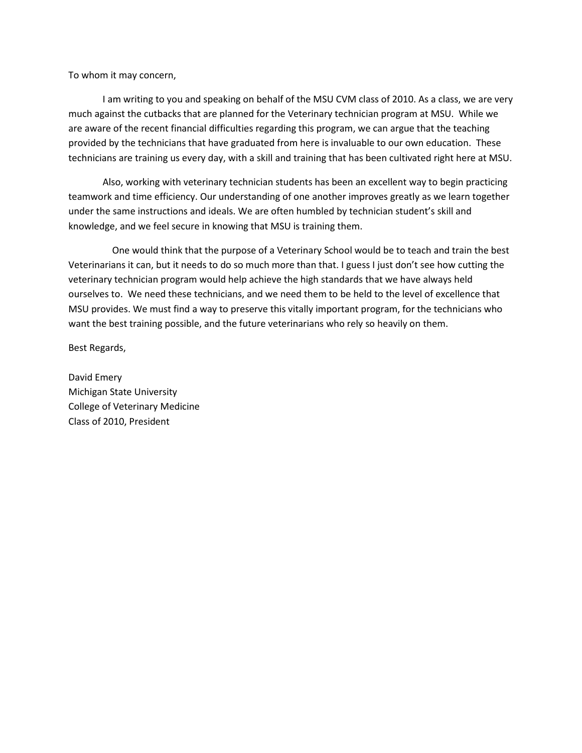To whom it may concern,

I am writing to you and speaking on behalf of the MSU CVM class of 2010. As a class, we are very much against the cutbacks that are planned for the Veterinary technician program at MSU. While we are aware of the recent financial difficulties regarding this program, we can argue that the teaching provided by the technicians that have graduated from here is invaluable to our own education. These technicians are training us every day, with a skill and training that has been cultivated right here at MSU.

Also, working with veterinary technician students has been an excellent way to begin practicing teamwork and time efficiency. Our understanding of one another improves greatly as we learn together under the same instructions and ideals. We are often humbled by technician student's skill and knowledge, and we feel secure in knowing that MSU is training them.

One would think that the purpose of a Veterinary School would be to teach and train the best Veterinarians it can, but it needs to do so much more than that. I guess I just don't see how cutting the veterinary technician program would help achieve the high standards that we have always held ourselves to. We need these technicians, and we need them to be held to the level of excellence that MSU provides. We must find a way to preserve this vitally important program, for the technicians who want the best training possible, and the future veterinarians who rely so heavily on them.

Best Regards,

David Emery
Michigan State University
College of Veterinary Medicine
Class of 2010, President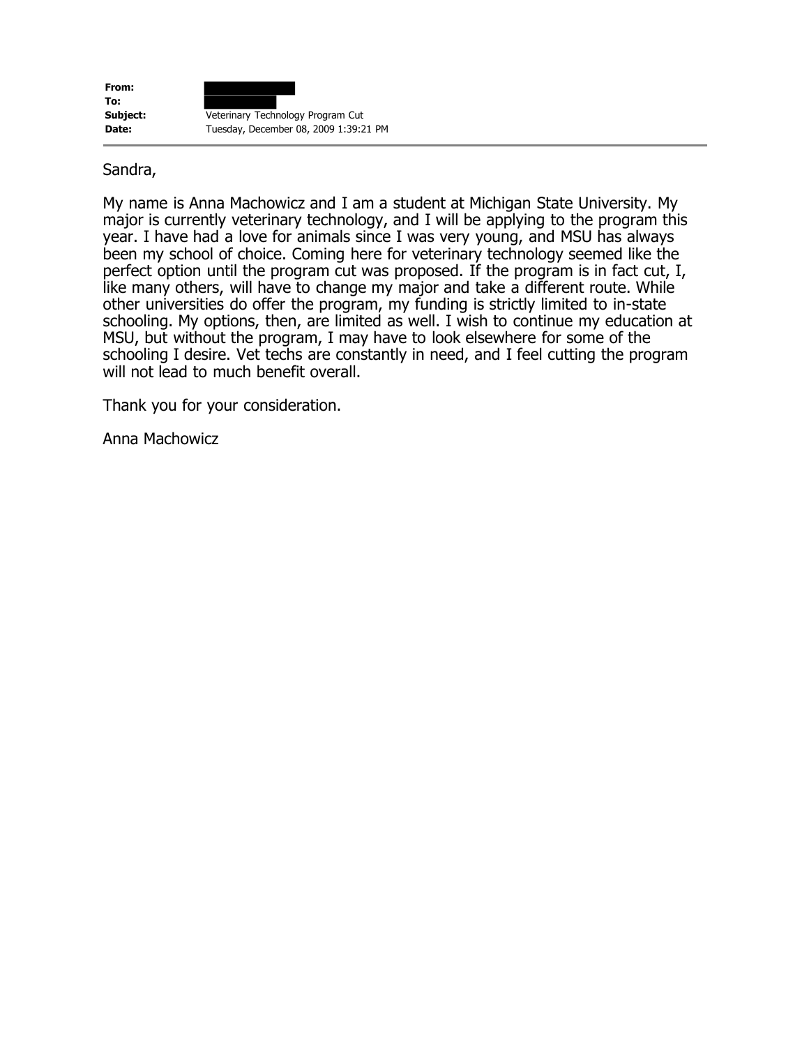| | |
|---|---|
| **From:** | |
| **To:** | |
| **Subject:** | Veterinary Technology Program Cut |
| **Date:** | Tuesday, December 08, 2009 1:39:21 PM |

Sandra,

My name is Anna Machowicz and I am a student at Michigan State University. My major is currently veterinary technology, and I will be applying to the program this year. I have had a love for animals since I was very young, and MSU has always been my school of choice. Coming here for veterinary technology seemed like the perfect option until the program cut was proposed. If the program is in fact cut, I, like many others, will have to change my major and take a different route. While other universities do offer the program, my funding is strictly limited to in-state schooling. My options, then, are limited as well. I wish to continue my education at MSU, but without the program, I may have to look elsewhere for some of the schooling I desire. Vet techs are constantly in need, and I feel cutting the program will not lead to much benefit overall.

Thank you for your consideration.

Anna Machowicz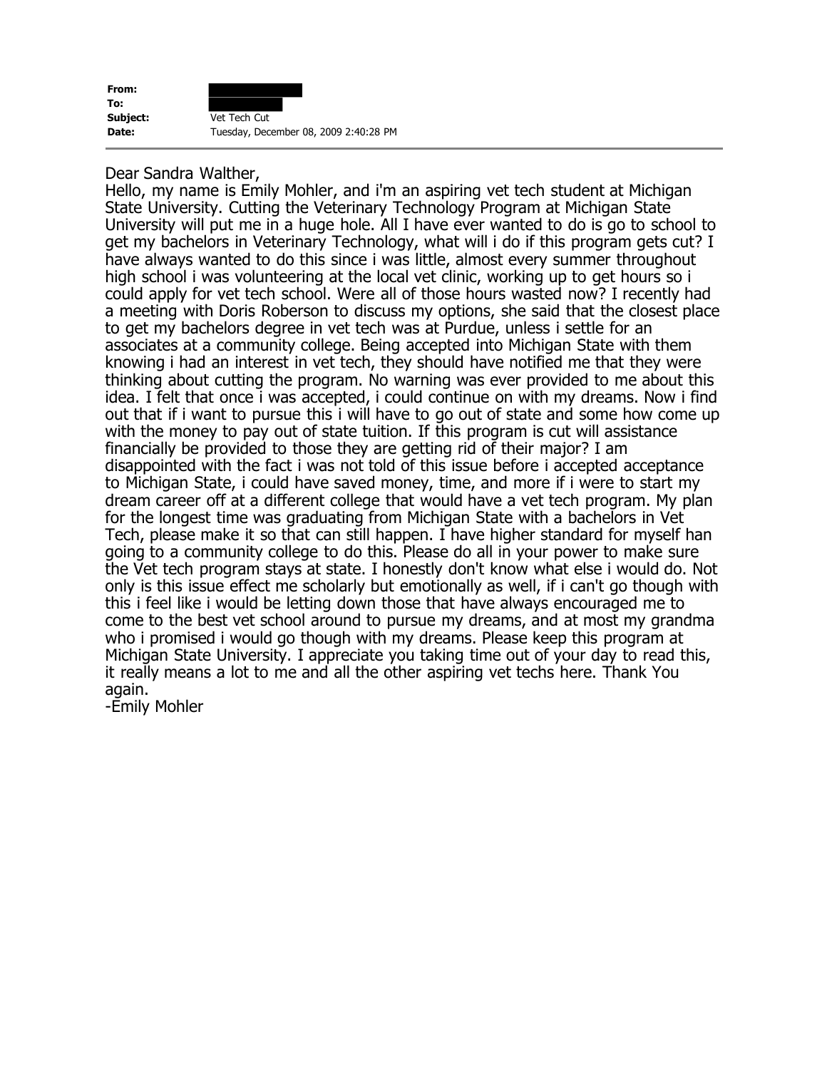| | |
|---|---|
| **From:** | |
| **To:** | |
| **Subject:** | Vet Tech Cut |
| **Date:** | Tuesday, December 08, 2009 2:40:28 PM |

---

Dear Sandra Walther,
Hello, my name is Emily Mohler, and i'm an aspiring vet tech student at Michigan State University. Cutting the Veterinary Technology Program at Michigan State University will put me in a huge hole. All I have ever wanted to do is go to school to get my bachelors in Veterinary Technology, what will i do if this program gets cut? I have always wanted to do this since i was little, almost every summer throughout high school i was volunteering at the local vet clinic, working up to get hours so i could apply for vet tech school. Were all of those hours wasted now? I recently had a meeting with Doris Roberson to discuss my options, she said that the closest place to get my bachelors degree in vet tech was at Purdue, unless i settle for an associates at a community college. Being accepted into Michigan State with them knowing i had an interest in vet tech, they should have notified me that they were thinking about cutting the program. No warning was ever provided to me about this idea. I felt that once i was accepted, i could continue on with my dreams. Now i find out that if i want to pursue this i will have to go out of state and some how come up with the money to pay out of state tuition. If this program is cut will assistance financially be provided to those they are getting rid of their major? I am disappointed with the fact i was not told of this issue before i accepted acceptance to Michigan State, i could have saved money, time, and more if i were to start my dream career off at a different college that would have a vet tech program. My plan for the longest time was graduating from Michigan State with a bachelors in Vet Tech, please make it so that can still happen. I have higher standard for myself han going to a community college to do this. Please do all in your power to make sure the Vet tech program stays at state. I honestly don't know what else i would do. Not only is this issue effect me scholarly but emotionally as well, if i can't go though with this i feel like i would be letting down those that have always encouraged me to come to the best vet school around to pursue my dreams, and at most my grandma who i promised i would go though with my dreams. Please keep this program at Michigan State University. I appreciate you taking time out of your day to read this, it really means a lot to me and all the other aspiring vet techs here. Thank You again.
-Emily Mohler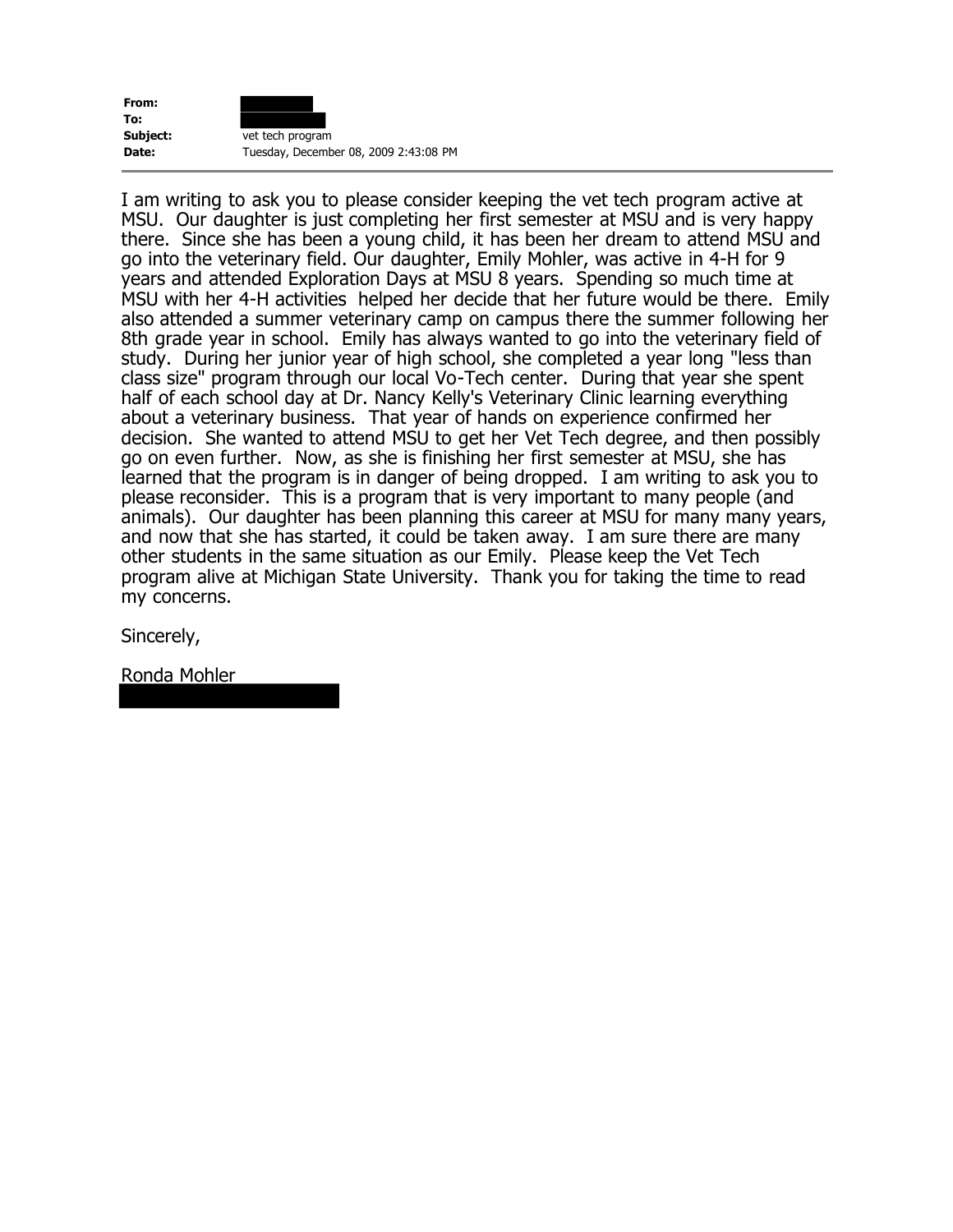**From:**
**To:**
**Subject:** vet tech program
**Date:** Tuesday, December 08, 2009 2:43:08 PM

---

I am writing to ask you to please consider keeping the vet tech program active at MSU. Our daughter is just completing her first semester at MSU and is very happy there. Since she has been a young child, it has been her dream to attend MSU and go into the veterinary field. Our daughter, Emily Mohler, was active in 4-H for 9 years and attended Exploration Days at MSU 8 years. Spending so much time at MSU with her 4-H activities helped her decide that her future would be there. Emily also attended a summer veterinary camp on campus there the summer following her 8th grade year in school. Emily has always wanted to go into the veterinary field of study. During her junior year of high school, she completed a year long "less than class size" program through our local Vo-Tech center. During that year she spent half of each school day at Dr. Nancy Kelly's Veterinary Clinic learning everything about a veterinary business. That year of hands on experience confirmed her decision. She wanted to attend MSU to get her Vet Tech degree, and then possibly go on even further. Now, as she is finishing her first semester at MSU, she has learned that the program is in danger of being dropped. I am writing to ask you to please reconsider. This is a program that is very important to many people (and animals). Our daughter has been planning this career at MSU for many many years, and now that she has started, it could be taken away. I am sure there are many other students in the same situation as our Emily. Please keep the Vet Tech program alive at Michigan State University. Thank you for taking the time to read my concerns.

Sincerely,

Ronda Mohler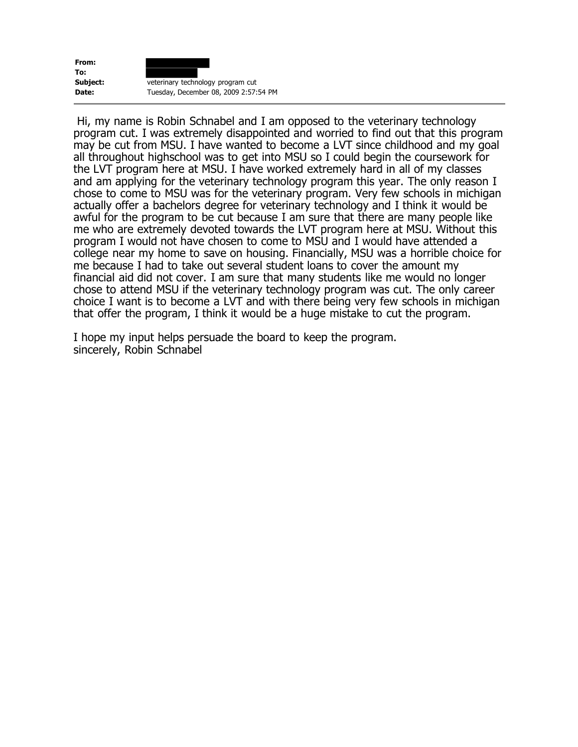**From:** 
**To:** 
**Subject:** veterinary technology program cut
**Date:** Tuesday, December 08, 2009 2:57:54 PM

---

Hi, my name is Robin Schnabel and I am opposed to the veterinary technology program cut. I was extremely disappointed and worried to find out that this program may be cut from MSU. I have wanted to become a LVT since childhood and my goal all throughout highschool was to get into MSU so I could begin the coursework for the LVT program here at MSU. I have worked extremely hard in all of my classes and am applying for the veterinary technology program this year. The only reason I chose to come to MSU was for the veterinary program. Very few schools in michigan actually offer a bachelors degree for veterinary technology and I think it would be awful for the program to be cut because I am sure that there are many people like me who are extremely devoted towards the LVT program here at MSU. Without this program I would not have chosen to come to MSU and I would have attended a college near my home to save on housing. Financially, MSU was a horrible choice for me because I had to take out several student loans to cover the amount my financial aid did not cover. I am sure that many students like me would no longer chose to attend MSU if the veterinary technology program was cut. The only career choice I want is to become a LVT and with there being very few schools in michigan that offer the program, I think it would be a huge mistake to cut the program.

I hope my input helps persuade the board to keep the program.
sincerely, Robin Schnabel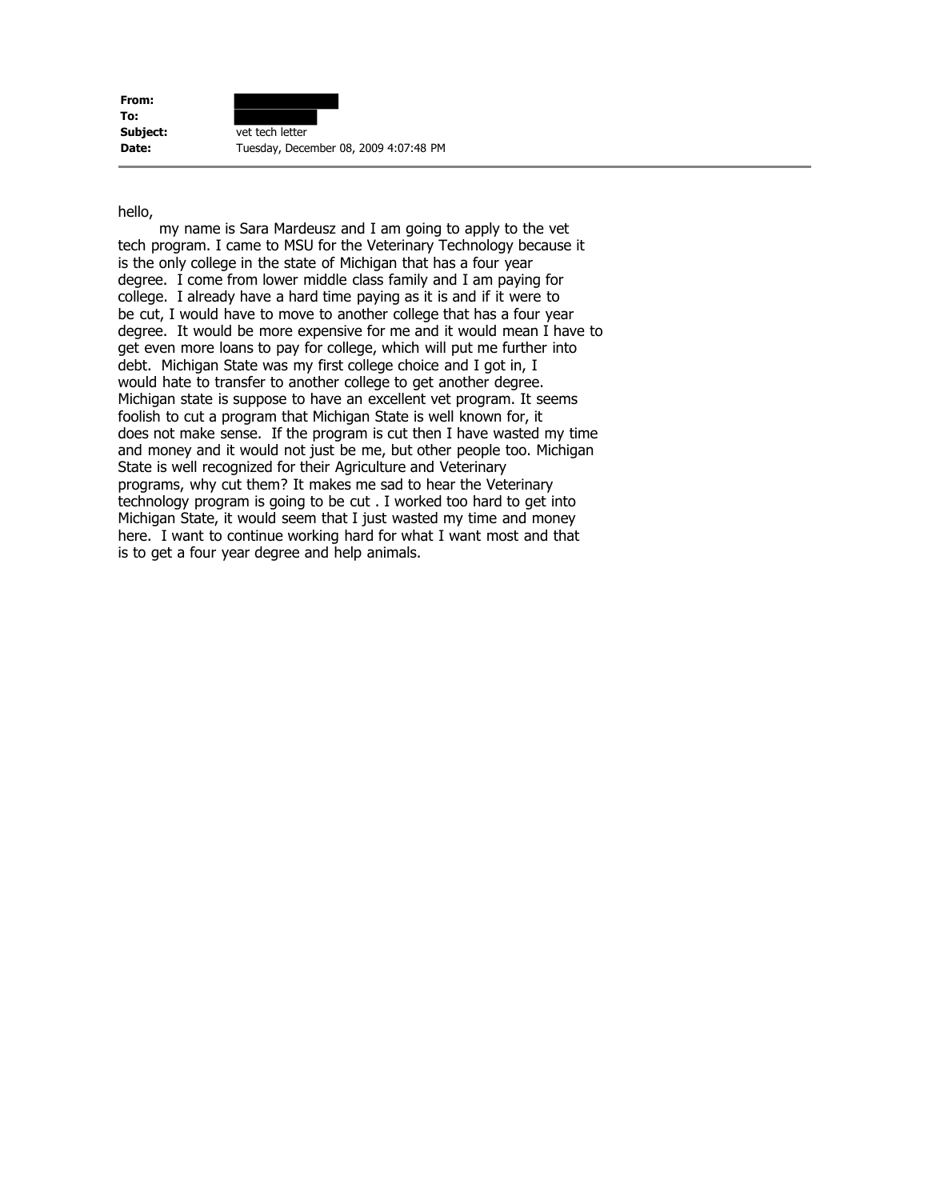| | |
|---|---|
| **From:** | |
| **To:** | |
| **Subject:** | vet tech letter |
| **Date:** | Tuesday, December 08, 2009 4:07:48 PM |

---

hello,

my name is Sara Mardeusz and I am going to apply to the vet tech program. I came to MSU for the Veterinary Technology because it is the only college in the state of Michigan that has a four year degree. I come from lower middle class family and I am paying for college. I already have a hard time paying as it is and if it were to be cut, I would have to move to another college that has a four year degree. It would be more expensive for me and it would mean I have to get even more loans to pay for college, which will put me further into debt. Michigan State was my first college choice and I got in, I would hate to transfer to another college to get another degree. Michigan state is suppose to have an excellent vet program. It seems foolish to cut a program that Michigan State is well known for, it does not make sense. If the program is cut then I have wasted my time and money and it would not just be me, but other people too. Michigan State is well recognized for their Agriculture and Veterinary programs, why cut them? It makes me sad to hear the Veterinary technology program is going to be cut . I worked too hard to get into Michigan State, it would seem that I just wasted my time and money here. I want to continue working hard for what I want most and that is to get a four year degree and help animals.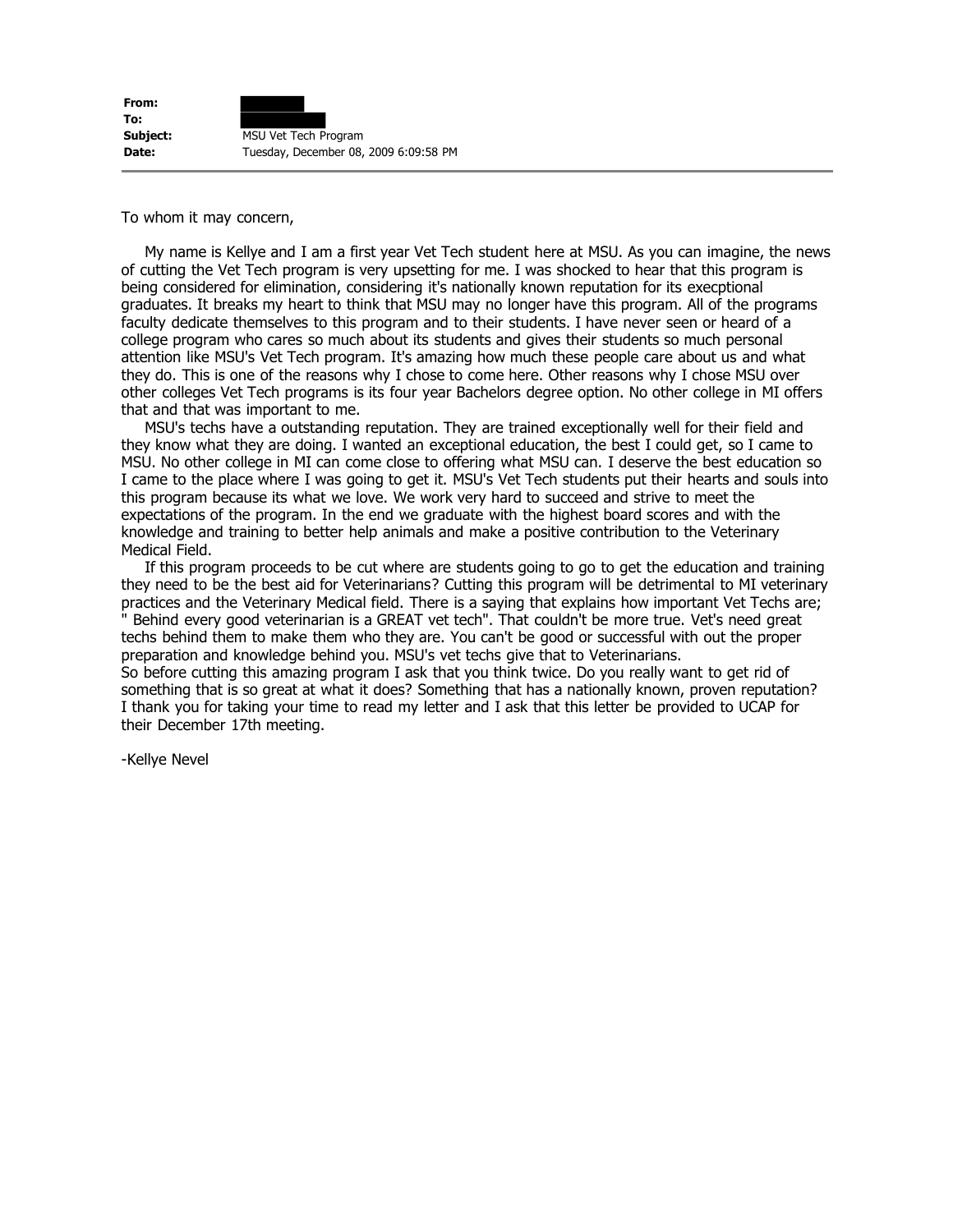| | |
|---|---|
| **From:** | |
| **To:** | |
| **Subject:** | MSU Vet Tech Program |
| **Date:** | Tuesday, December 08, 2009 6:09:58 PM |

To whom it may concern,

My name is Kellye and I am a first year Vet Tech student here at MSU. As you can imagine, the news of cutting the Vet Tech program is very upsetting for me. I was shocked to hear that this program is being considered for elimination, considering it's nationally known reputation for its execptional graduates. It breaks my heart to think that MSU may no longer have this program. All of the programs faculty dedicate themselves to this program and to their students. I have never seen or heard of a college program who cares so much about its students and gives their students so much personal attention like MSU's Vet Tech program. It's amazing how much these people care about us and what they do. This is one of the reasons why I chose to come here. Other reasons why I chose MSU over other colleges Vet Tech programs is its four year Bachelors degree option. No other college in MI offers that and that was important to me.

MSU's techs have a outstanding reputation. They are trained exceptionally well for their field and they know what they are doing. I wanted an exceptional education, the best I could get, so I came to MSU. No other college in MI can come close to offering what MSU can. I deserve the best education so I came to the place where I was going to get it. MSU's Vet Tech students put their hearts and souls into this program because its what we love. We work very hard to succeed and strive to meet the expectations of the program. In the end we graduate with the highest board scores and with the knowledge and training to better help animals and make a positive contribution to the Veterinary Medical Field.

If this program proceeds to be cut where are students going to go to get the education and training they need to be the best aid for Veterinarians? Cutting this program will be detrimental to MI veterinary practices and the Veterinary Medical field. There is a saying that explains how important Vet Techs are; " Behind every good veterinarian is a GREAT vet tech". That couldn't be more true. Vet's need great techs behind them to make them who they are. You can't be good or successful with out the proper preparation and knowledge behind you. MSU's vet techs give that to Veterinarians.
So before cutting this amazing program I ask that you think twice. Do you really want to get rid of something that is so great at what it does? Something that has a nationally known, proven reputation?
I thank you for taking your time to read my letter and I ask that this letter be provided to UCAP for their December 17th meeting.

-Kellye Nevel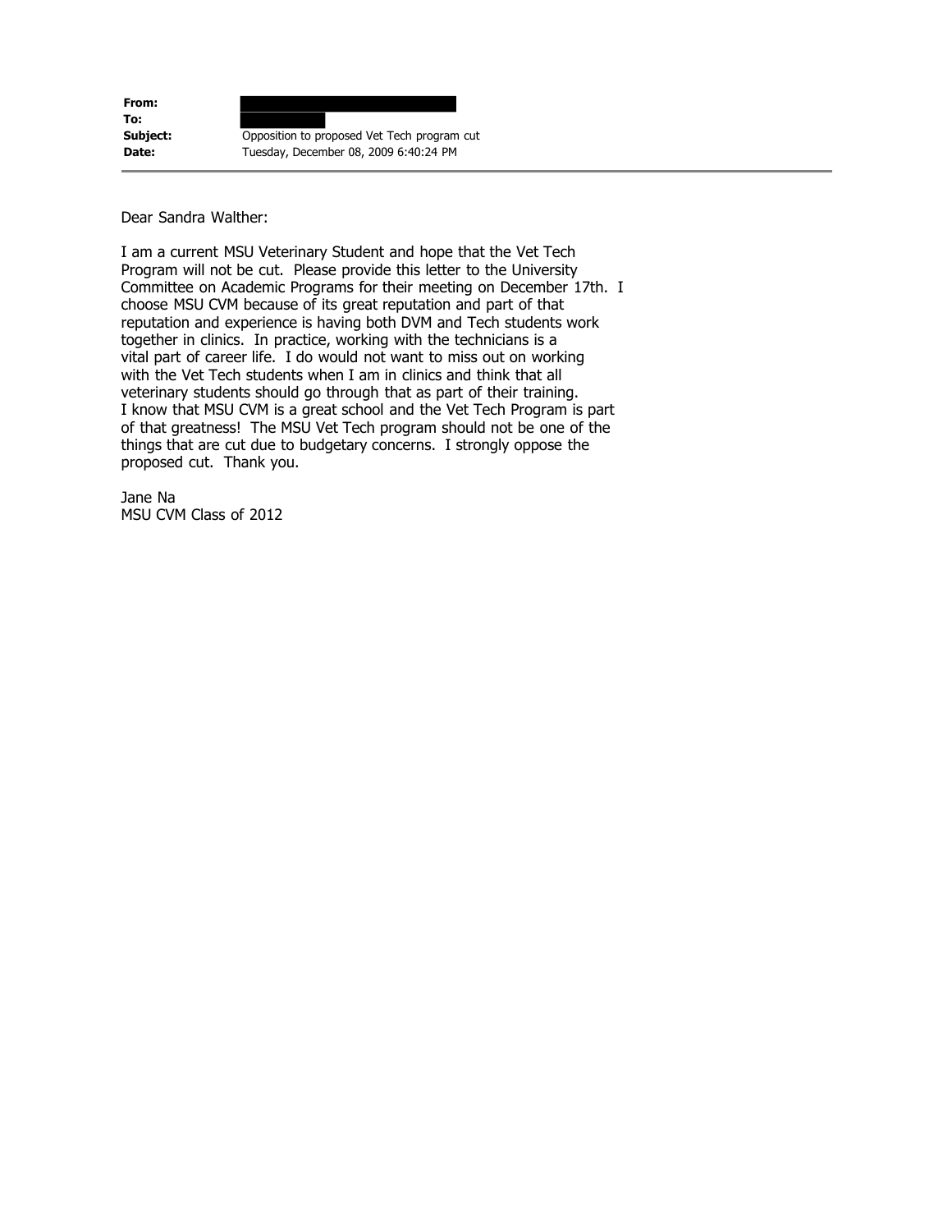| | |
|---|---|
| **From:** | |
| **To:** | |
| **Subject:** | Opposition to proposed Vet Tech program cut |
| **Date:** | Tuesday, December 08, 2009 6:40:24 PM |

---

Dear Sandra Walther:

I am a current MSU Veterinary Student and hope that the Vet Tech Program will not be cut. Please provide this letter to the University Committee on Academic Programs for their meeting on December 17th. I choose MSU CVM because of its great reputation and part of that reputation and experience is having both DVM and Tech students work together in clinics. In practice, working with the technicians is a vital part of career life. I do would not want to miss out on working with the Vet Tech students when I am in clinics and think that all veterinary students should go through that as part of their training. I know that MSU CVM is a great school and the Vet Tech Program is part of that greatness! The MSU Vet Tech program should not be one of the things that are cut due to budgetary concerns. I strongly oppose the proposed cut. Thank you.

Jane Na
MSU CVM Class of 2012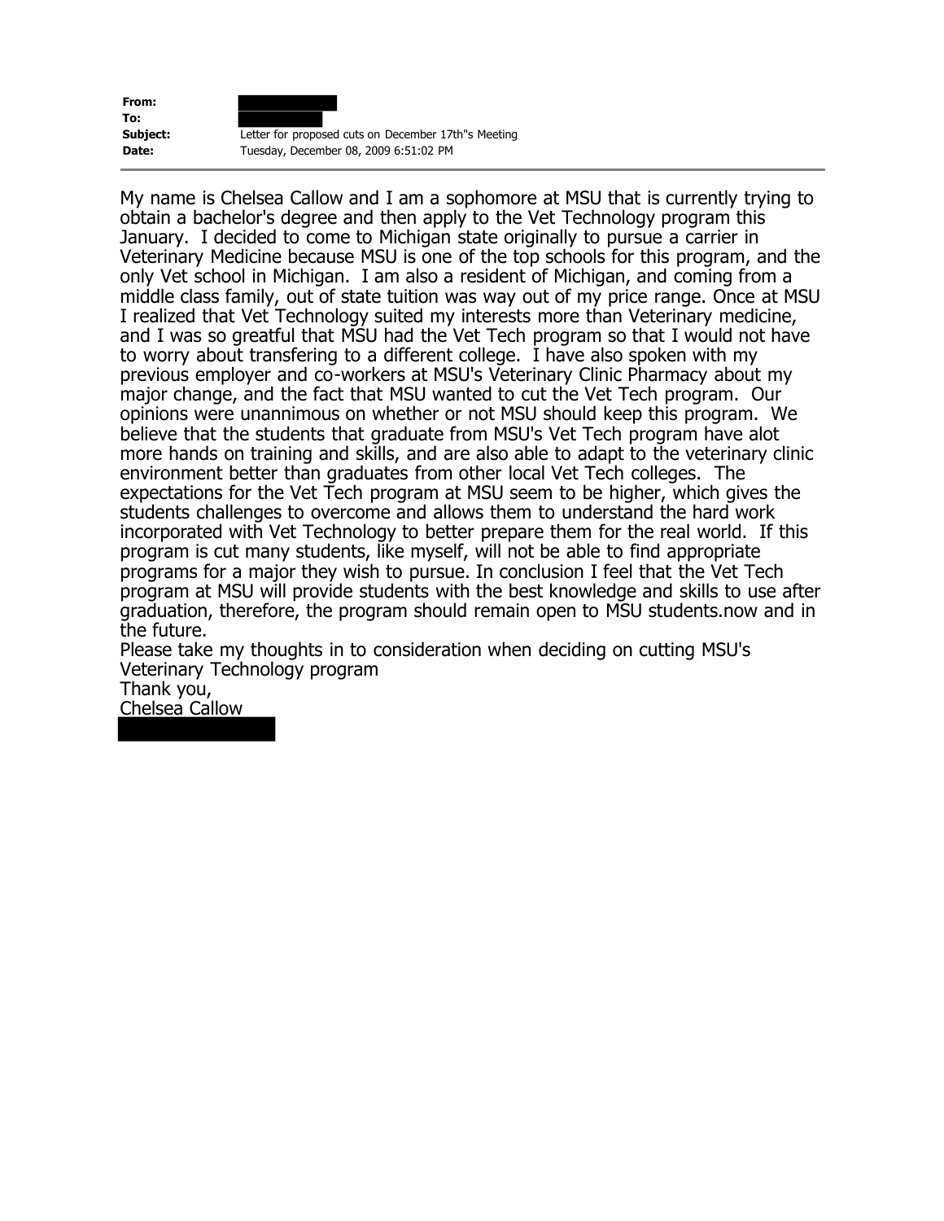| | |
|---|---|
| **From:** | |
| **To:** | |
| **Subject:** | Letter for proposed cuts on December 17th"s Meeting |
| **Date:** | Tuesday, December 08, 2009 6:51:02 PM |

My name is Chelsea Callow and I am a sophomore at MSU that is currently trying to obtain a bachelor's degree and then apply to the Vet Technology program this January. I decided to come to Michigan state originally to pursue a carrier in Veterinary Medicine because MSU is one of the top schools for this program, and the only Vet school in Michigan. I am also a resident of Michigan, and coming from a middle class family, out of state tuition was way out of my price range. Once at MSU I realized that Vet Technology suited my interests more than Veterinary medicine, and I was so greatful that MSU had the Vet Tech program so that I would not have to worry about transfering to a different college. I have also spoken with my previous employer and co-workers at MSU's Veterinary Clinic Pharmacy about my major change, and the fact that MSU wanted to cut the Vet Tech program. Our opinions were unannimous on whether or not MSU should keep this program. We believe that the students that graduate from MSU's Vet Tech program have alot more hands on training and skills, and are also able to adapt to the veterinary clinic environment better than graduates from other local Vet Tech colleges. The expectations for the Vet Tech program at MSU seem to be higher, which gives the students challenges to overcome and allows them to understand the hard work incorporated with Vet Technology to better prepare them for the real world. If this program is cut many students, like myself, will not be able to find appropriate programs for a major they wish to pursue. In conclusion I feel that the Vet Tech program at MSU will provide students with the best knowledge and skills to use after graduation, therefore, the program should remain open to MSU students.now and in the future.

Please take my thoughts in to consideration when deciding on cutting MSU's Veterinary Technology program

Thank you,

Chelsea Callow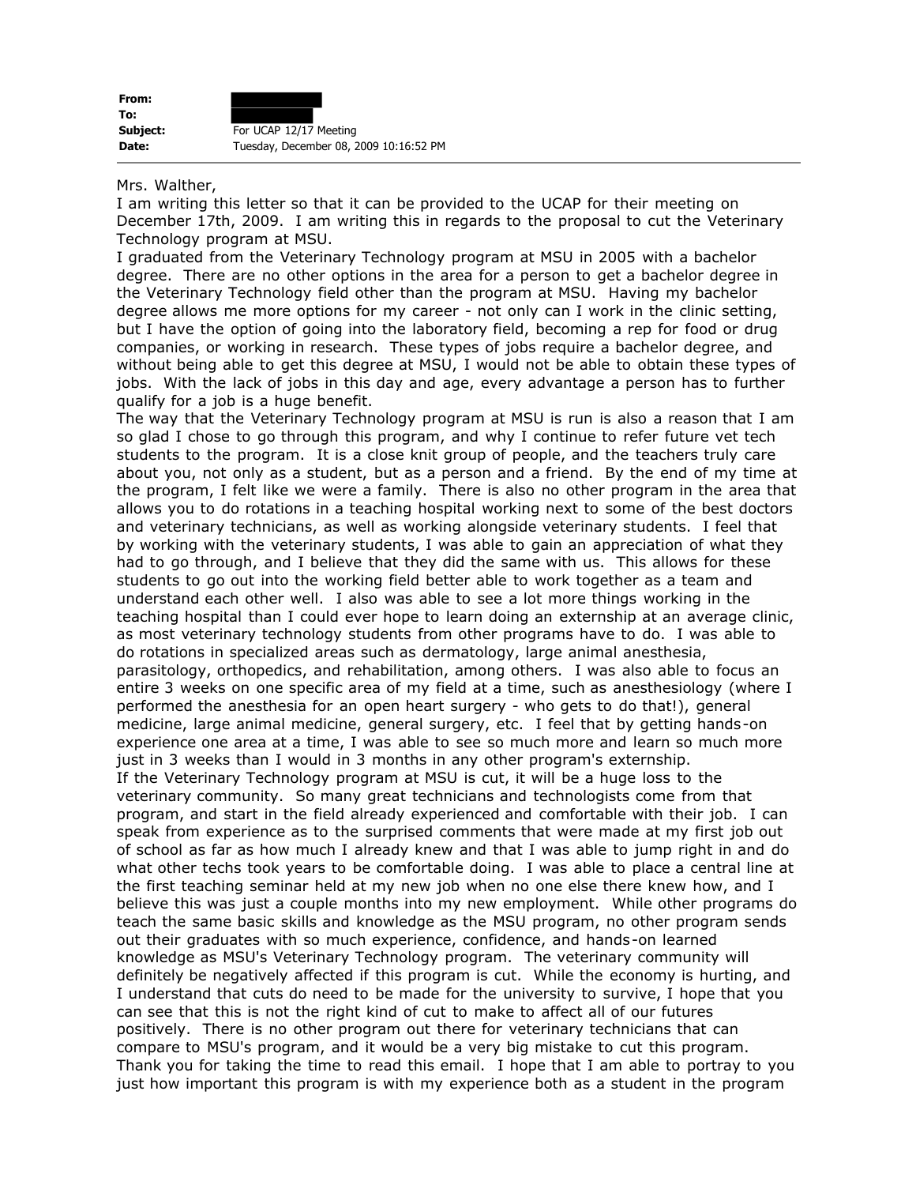| | |
|---|---|
| **From:** | |
| **To:** | |
| **Subject:** | For UCAP 12/17 Meeting |
| **Date:** | Tuesday, December 08, 2009 10:16:52 PM |

---

Mrs. Walther,

I am writing this letter so that it can be provided to the UCAP for their meeting on December 17th, 2009. I am writing this in regards to the proposal to cut the Veterinary Technology program at MSU.

I graduated from the Veterinary Technology program at MSU in 2005 with a bachelor degree. There are no other options in the area for a person to get a bachelor degree in the Veterinary Technology field other than the program at MSU. Having my bachelor degree allows me more options for my career - not only can I work in the clinic setting, but I have the option of going into the laboratory field, becoming a rep for food or drug companies, or working in research. These types of jobs require a bachelor degree, and without being able to get this degree at MSU, I would not be able to obtain these types of jobs. With the lack of jobs in this day and age, every advantage a person has to further qualify for a job is a huge benefit.

The way that the Veterinary Technology program at MSU is run is also a reason that I am so glad I chose to go through this program, and why I continue to refer future vet tech students to the program. It is a close knit group of people, and the teachers truly care about you, not only as a student, but as a person and a friend. By the end of my time at the program, I felt like we were a family. There is also no other program in the area that allows you to do rotations in a teaching hospital working next to some of the best doctors and veterinary technicians, as well as working alongside veterinary students. I feel that by working with the veterinary students, I was able to gain an appreciation of what they had to go through, and I believe that they did the same with us. This allows for these students to go out into the working field better able to work together as a team and understand each other well. I also was able to see a lot more things working in the teaching hospital than I could ever hope to learn doing an externship at an average clinic, as most veterinary technology students from other programs have to do. I was able to do rotations in specialized areas such as dermatology, large animal anesthesia, parasitology, orthopedics, and rehabilitation, among others. I was also able to focus an entire 3 weeks on one specific area of my field at a time, such as anesthesiology (where I performed the anesthesia for an open heart surgery - who gets to do that!), general medicine, large animal medicine, general surgery, etc. I feel that by getting hands-on experience one area at a time, I was able to see so much more and learn so much more just in 3 weeks than I would in 3 months in any other program's externship.

If the Veterinary Technology program at MSU is cut, it will be a huge loss to the veterinary community. So many great technicians and technologists come from that program, and start in the field already experienced and comfortable with their job. I can speak from experience as to the surprised comments that were made at my first job out of school as far as how much I already knew and that I was able to jump right in and do what other techs took years to be comfortable doing. I was able to place a central line at the first teaching seminar held at my new job when no one else there knew how, and I believe this was just a couple months into my new employment. While other programs do teach the same basic skills and knowledge as the MSU program, no other program sends out their graduates with so much experience, confidence, and hands-on learned knowledge as MSU's Veterinary Technology program. The veterinary community will definitely be negatively affected if this program is cut. While the economy is hurting, and I understand that cuts do need to be made for the university to survive, I hope that you can see that this is not the right kind of cut to make to affect all of our futures positively. There is no other program out there for veterinary technicians that can compare to MSU's program, and it would be a very big mistake to cut this program.

Thank you for taking the time to read this email. I hope that I am able to portray to you just how important this program is with my experience both as a student in the program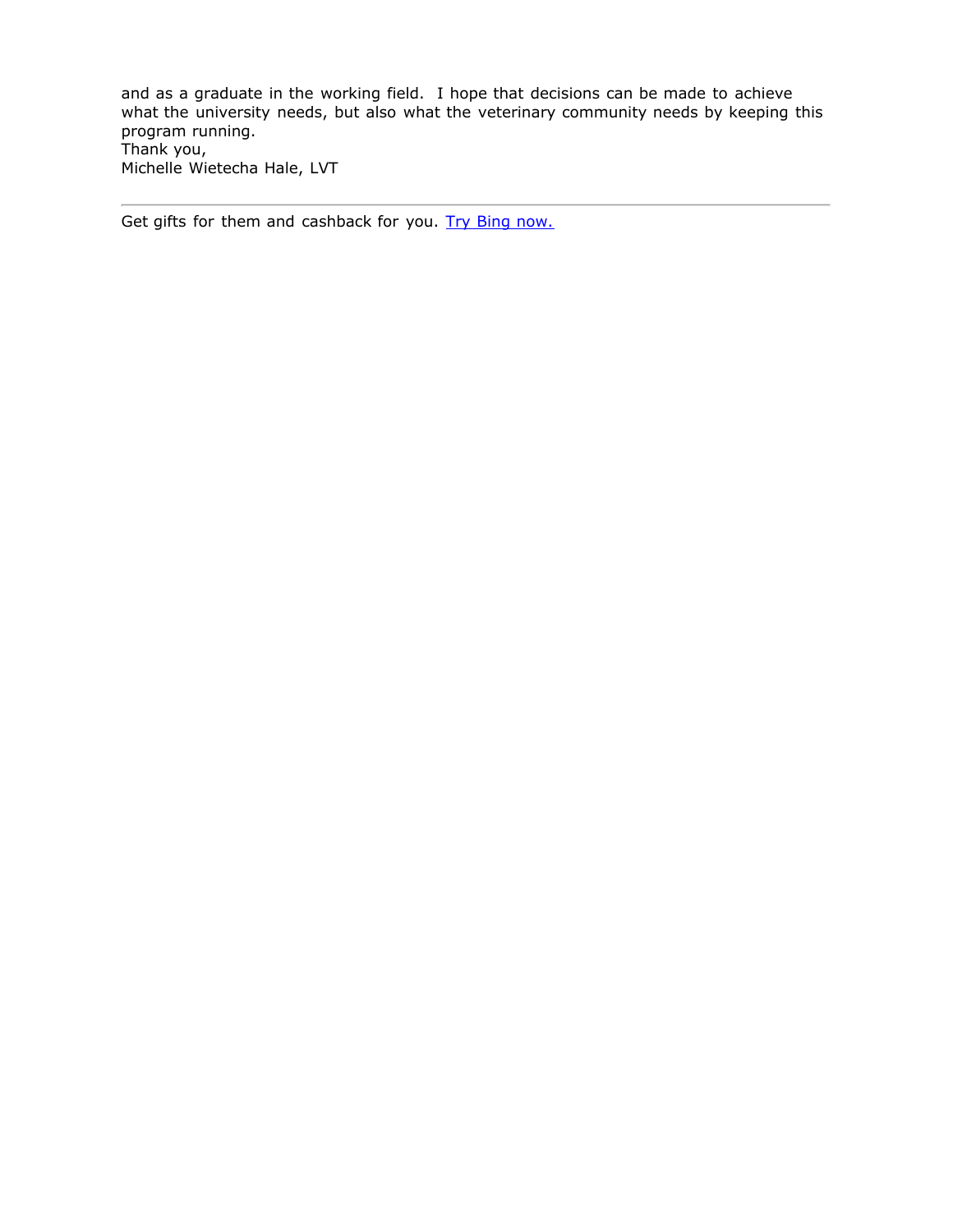and as a graduate in the working field. I hope that decisions can be made to achieve what the university needs, but also what the veterinary community needs by keeping this program running.
Thank you,
Michelle Wietecha Hale, LVT

---

Get gifts for them and cashback for you. Try Bing now.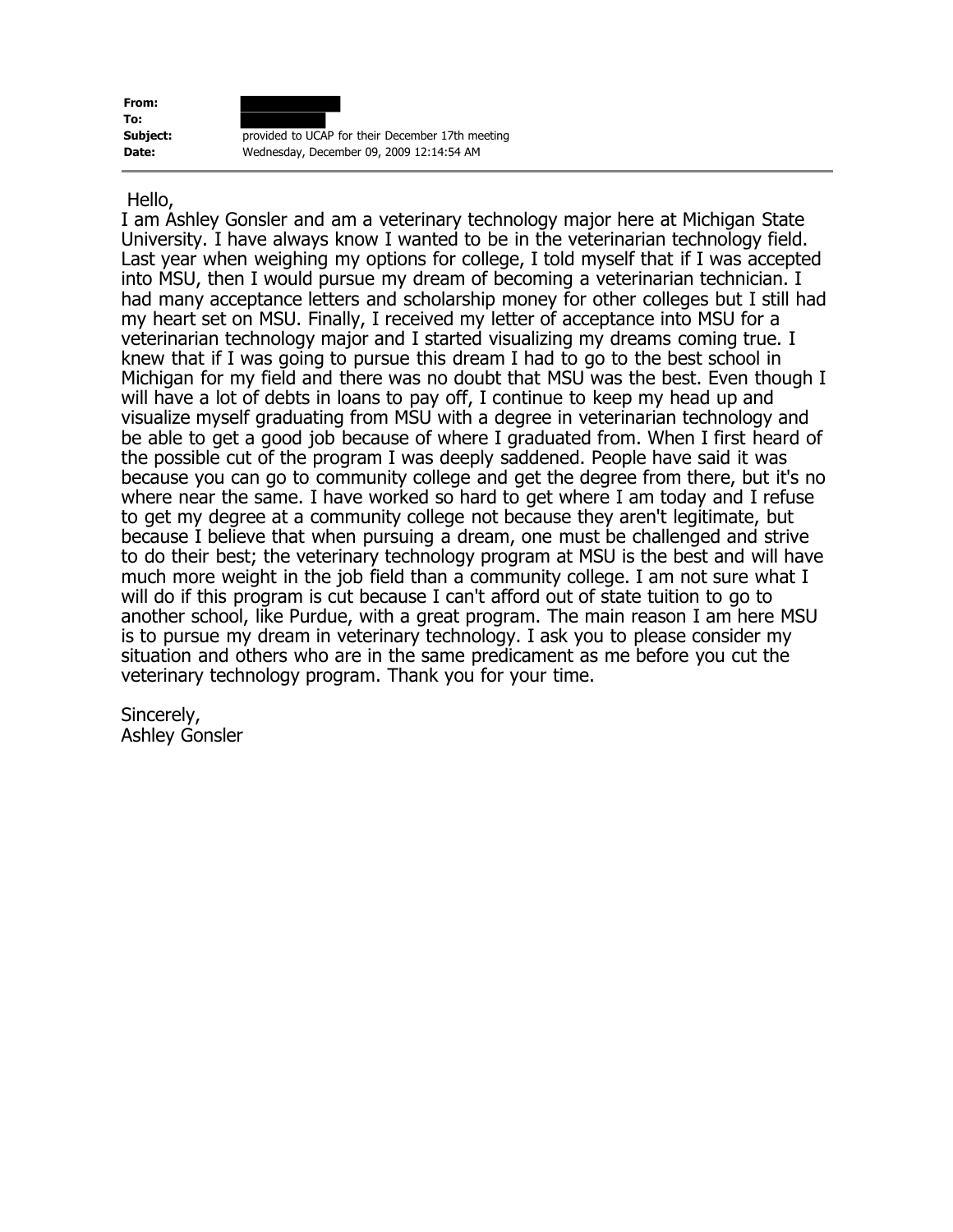**From:** [REDACTED]
**To:** [REDACTED]
**Subject:** provided to UCAP for their December 17th meeting
**Date:** Wednesday, December 09, 2009 12:14:54 AM

---

Hello,

I am Ashley Gonsler and am a veterinary technology major here at Michigan State University. I have always know I wanted to be in the veterinarian technology field. Last year when weighing my options for college, I told myself that if I was accepted into MSU, then I would pursue my dream of becoming a veterinarian technician. I had many acceptance letters and scholarship money for other colleges but I still had my heart set on MSU. Finally, I received my letter of acceptance into MSU for a veterinarian technology major and I started visualizing my dreams coming true. I knew that if I was going to pursue this dream I had to go to the best school in Michigan for my field and there was no doubt that MSU was the best. Even though I will have a lot of debts in loans to pay off, I continue to keep my head up and visualize myself graduating from MSU with a degree in veterinarian technology and be able to get a good job because of where I graduated from. When I first heard of the possible cut of the program I was deeply saddened. People have said it was because you can go to community college and get the degree from there, but it's no where near the same. I have worked so hard to get where I am today and I refuse to get my degree at a community college not because they aren't legitimate, but because I believe that when pursuing a dream, one must be challenged and strive to do their best; the veterinary technology program at MSU is the best and will have much more weight in the job field than a community college. I am not sure what I will do if this program is cut because I can't afford out of state tuition to go to another school, like Purdue, with a great program. The main reason I am here MSU is to pursue my dream in veterinary technology. I ask you to please consider my situation and others who are in the same predicament as me before you cut the veterinary technology program. Thank you for your time.

Sincerely,
Ashley Gonsler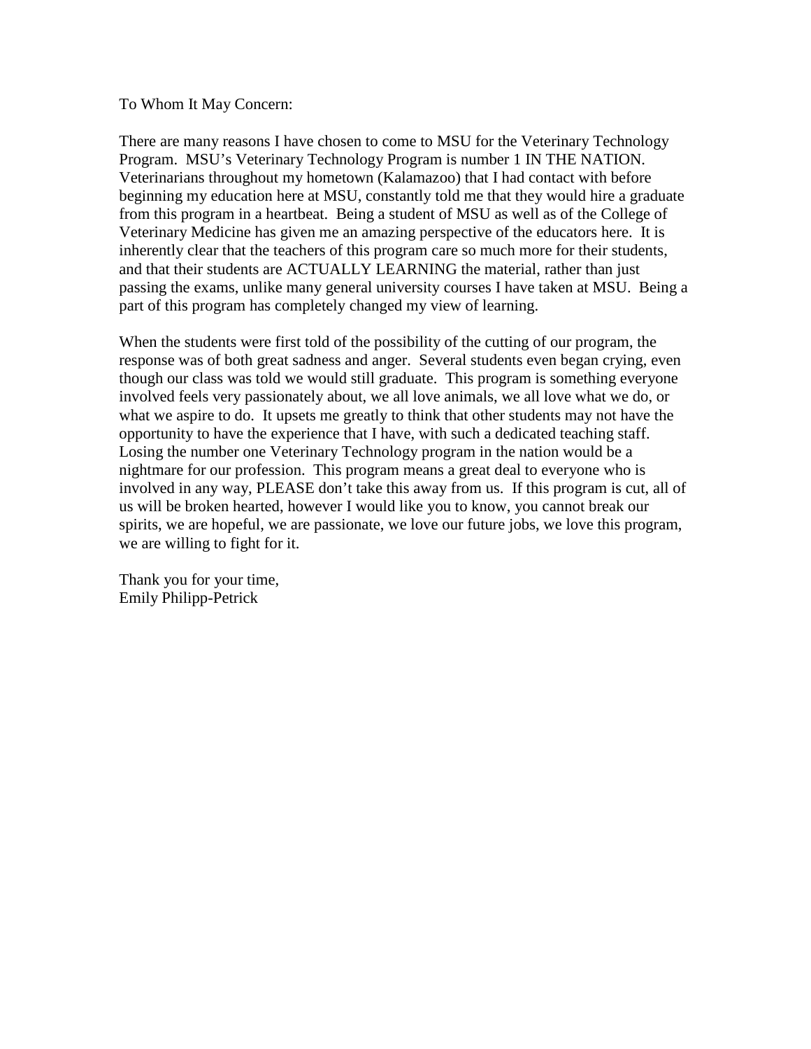To Whom It May Concern:

There are many reasons I have chosen to come to MSU for the Veterinary Technology Program. MSU's Veterinary Technology Program is number 1 IN THE NATION. Veterinarians throughout my hometown (Kalamazoo) that I had contact with before beginning my education here at MSU, constantly told me that they would hire a graduate from this program in a heartbeat. Being a student of MSU as well as of the College of Veterinary Medicine has given me an amazing perspective of the educators here. It is inherently clear that the teachers of this program care so much more for their students, and that their students are ACTUALLY LEARNING the material, rather than just passing the exams, unlike many general university courses I have taken at MSU. Being a part of this program has completely changed my view of learning.

When the students were first told of the possibility of the cutting of our program, the response was of both great sadness and anger. Several students even began crying, even though our class was told we would still graduate. This program is something everyone involved feels very passionately about, we all love animals, we all love what we do, or what we aspire to do. It upsets me greatly to think that other students may not have the opportunity to have the experience that I have, with such a dedicated teaching staff. Losing the number one Veterinary Technology program in the nation would be a nightmare for our profession. This program means a great deal to everyone who is involved in any way, PLEASE don't take this away from us. If this program is cut, all of us will be broken hearted, however I would like you to know, you cannot break our spirits, we are hopeful, we are passionate, we love our future jobs, we love this program, we are willing to fight for it.

Thank you for your time,
Emily Philipp-Petrick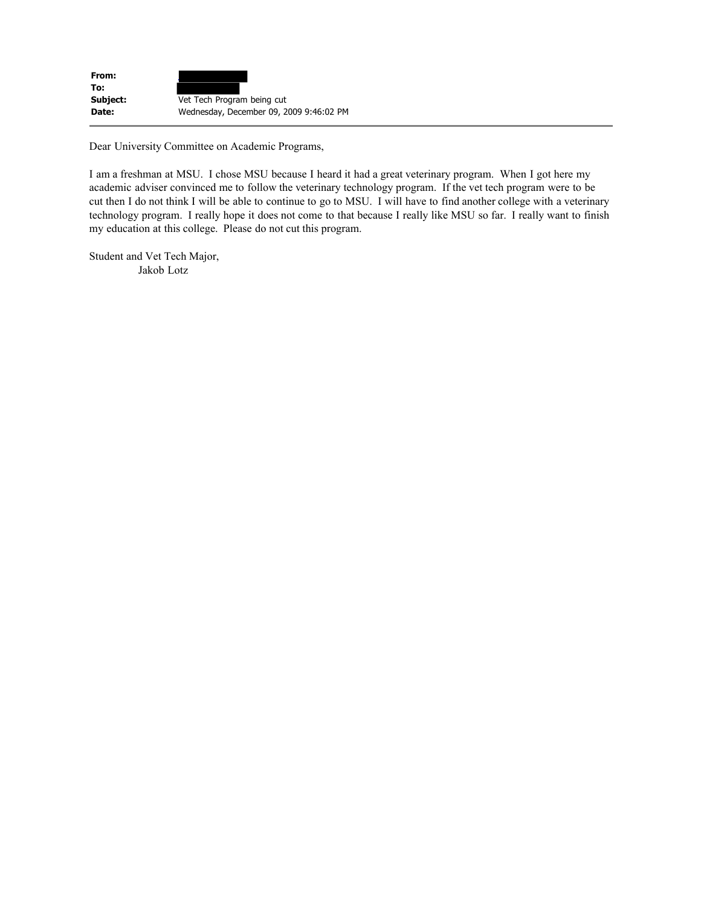**From:**
**To:**
**Subject:** Vet Tech Program being cut
**Date:** Wednesday, December 09, 2009 9:46:02 PM

---

Dear University Committee on Academic Programs,

I am a freshman at MSU. I chose MSU because I heard it had a great veterinary program. When I got here my academic adviser convinced me to follow the veterinary technology program. If the vet tech program were to be cut then I do not think I will be able to continue to go to MSU. I will have to find another college with a veterinary technology program. I really hope it does not come to that because I really like MSU so far. I really want to finish my education at this college. Please do not cut this program.

Student and Vet Tech Major,
Jakob Lotz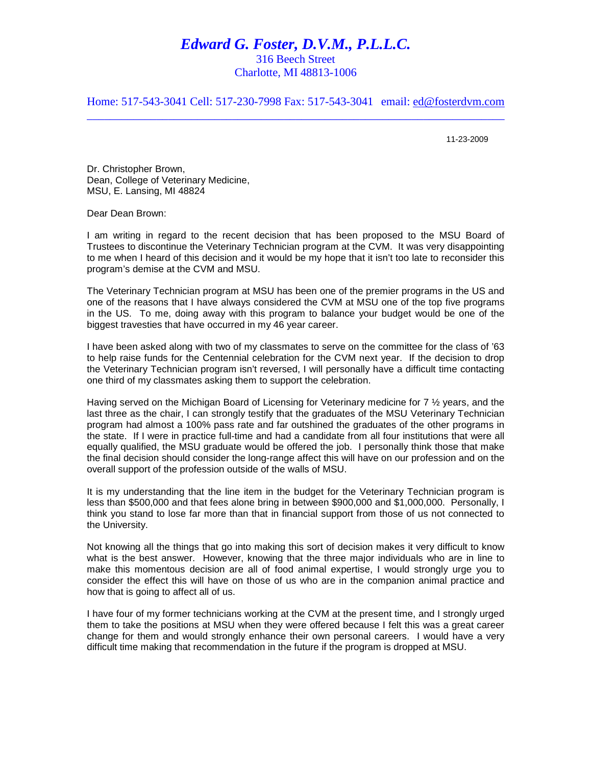# *Edward G. Foster, D.V.M., P.L.L.C.*

316 Beech Street
Charlotte, MI 48813-1006

Home: 517-543-3041 Cell: 517-230-7998 Fax: 517-543-3041 email: ed@fosterdvm.com

---

11-23-2009

Dr. Christopher Brown,
Dean, College of Veterinary Medicine,
MSU, E. Lansing, MI 48824

Dear Dean Brown:

I am writing in regard to the recent decision that has been proposed to the MSU Board of Trustees to discontinue the Veterinary Technician program at the CVM. It was very disappointing to me when I heard of this decision and it would be my hope that it isn't too late to reconsider this program's demise at the CVM and MSU.

The Veterinary Technician program at MSU has been one of the premier programs in the US and one of the reasons that I have always considered the CVM at MSU one of the top five programs in the US. To me, doing away with this program to balance your budget would be one of the biggest travesties that have occurred in my 46 year career.

I have been asked along with two of my classmates to serve on the committee for the class of '63 to help raise funds for the Centennial celebration for the CVM next year. If the decision to drop the Veterinary Technician program isn't reversed, I will personally have a difficult time contacting one third of my classmates asking them to support the celebration.

Having served on the Michigan Board of Licensing for Veterinary medicine for 7 ½ years, and the last three as the chair, I can strongly testify that the graduates of the MSU Veterinary Technician program had almost a 100% pass rate and far outshined the graduates of the other programs in the state. If I were in practice full-time and had a candidate from all four institutions that were all equally qualified, the MSU graduate would be offered the job. I personally think those that make the final decision should consider the long-range affect this will have on our profession and on the overall support of the profession outside of the walls of MSU.

It is my understanding that the line item in the budget for the Veterinary Technician program is less than \$500,000 and that fees alone bring in between \$900,000 and \$1,000,000. Personally, I think you stand to lose far more than that in financial support from those of us not connected to the University.

Not knowing all the things that go into making this sort of decision makes it very difficult to know what is the best answer. However, knowing that the three major individuals who are in line to make this momentous decision are all of food animal expertise, I would strongly urge you to consider the effect this will have on those of us who are in the companion animal practice and how that is going to affect all of us.

I have four of my former technicians working at the CVM at the present time, and I strongly urged them to take the positions at MSU when they were offered because I felt this was a great career change for them and would strongly enhance their own personal careers. I would have a very difficult time making that recommendation in the future if the program is dropped at MSU.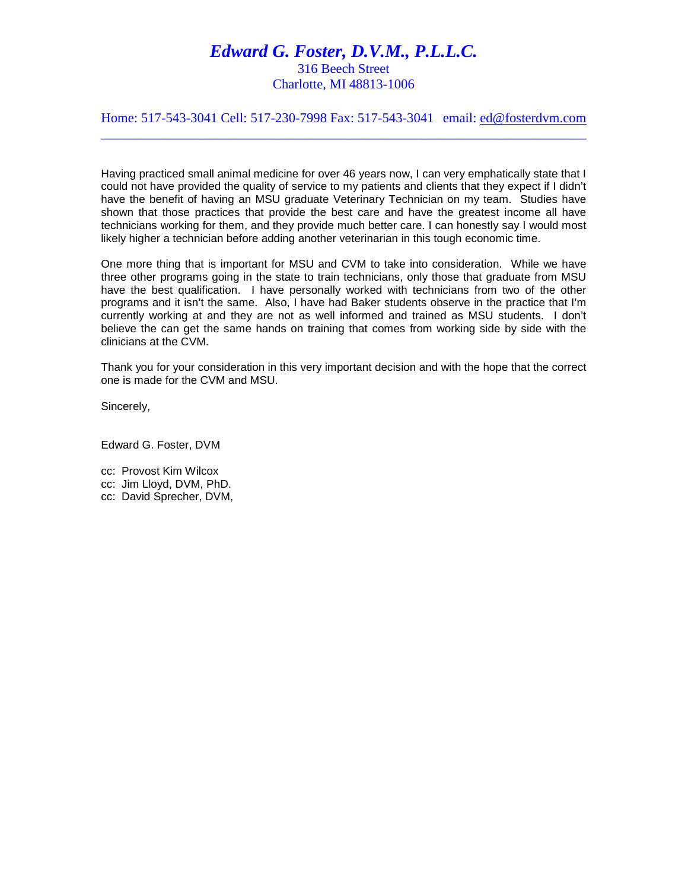# *Edward G. Foster, D.V.M., P.L.L.C.*

316 Beech Street
Charlotte, MI 48813-1006

Home: 517-543-3041 Cell: 517-230-7998 Fax: 517-543-3041 email: ed@fosterdvm.com

---

Having practiced small animal medicine for over 46 years now, I can very emphatically state that I could not have provided the quality of service to my patients and clients that they expect if I didn't have the benefit of having an MSU graduate Veterinary Technician on my team. Studies have shown that those practices that provide the best care and have the greatest income all have technicians working for them, and they provide much better care. I can honestly say I would most likely higher a technician before adding another veterinarian in this tough economic time.

One more thing that is important for MSU and CVM to take into consideration. While we have three other programs going in the state to train technicians, only those that graduate from MSU have the best qualification. I have personally worked with technicians from two of the other programs and it isn't the same. Also, I have had Baker students observe in the practice that I'm currently working at and they are not as well informed and trained as MSU students. I don't believe the can get the same hands on training that comes from working side by side with the clinicians at the CVM.

Thank you for your consideration in this very important decision and with the hope that the correct one is made for the CVM and MSU.

Sincerely,

Edward G. Foster, DVM

cc: Provost Kim Wilcox
cc: Jim Lloyd, DVM, PhD.
cc: David Sprecher, DVM,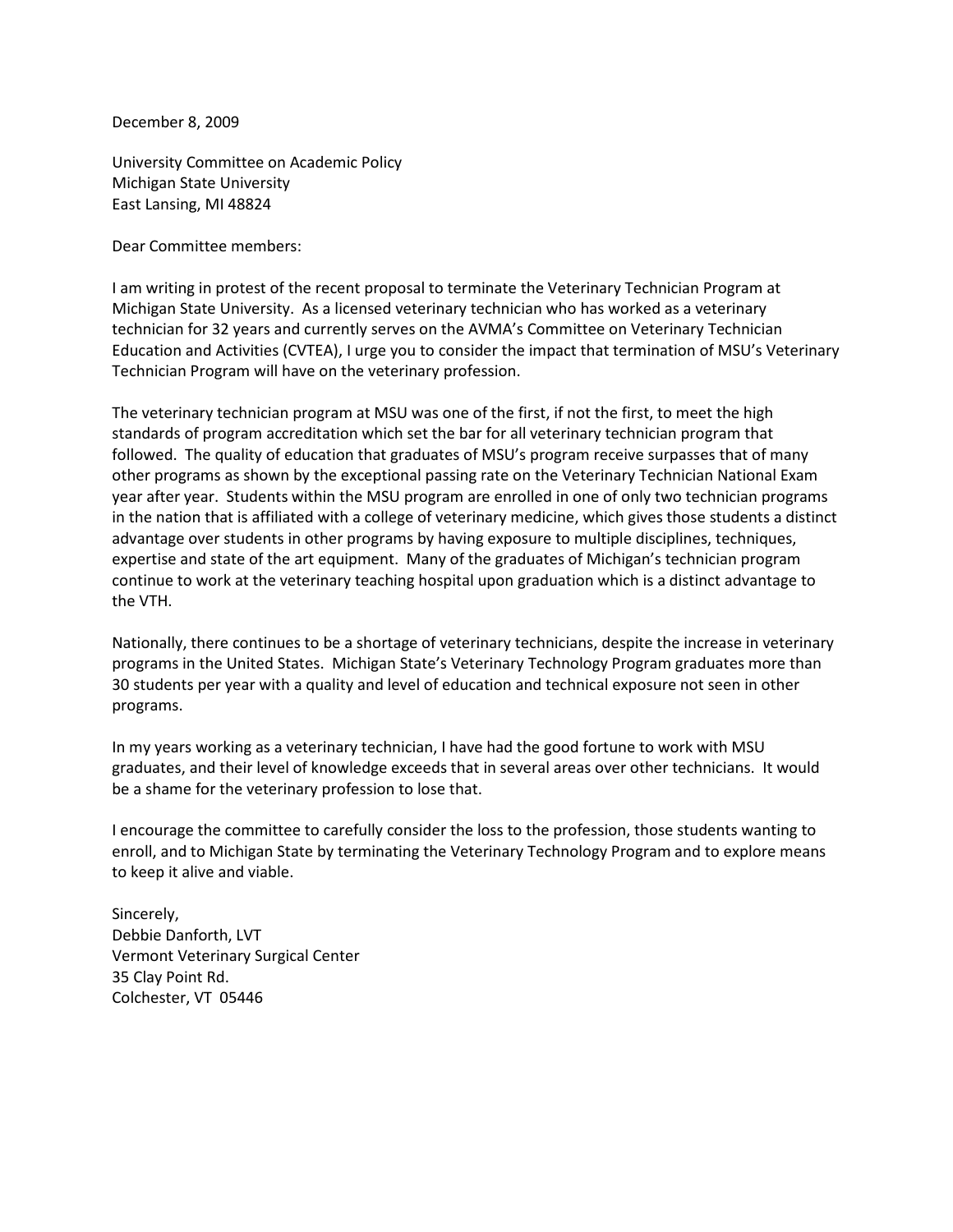December 8, 2009

University Committee on Academic Policy
Michigan State University
East Lansing, MI 48824

Dear Committee members:

I am writing in protest of the recent proposal to terminate the Veterinary Technician Program at Michigan State University. As a licensed veterinary technician who has worked as a veterinary technician for 32 years and currently serves on the AVMA's Committee on Veterinary Technician Education and Activities (CVTEA), I urge you to consider the impact that termination of MSU's Veterinary Technician Program will have on the veterinary profession.

The veterinary technician program at MSU was one of the first, if not the first, to meet the high standards of program accreditation which set the bar for all veterinary technician program that followed. The quality of education that graduates of MSU's program receive surpasses that of many other programs as shown by the exceptional passing rate on the Veterinary Technician National Exam year after year. Students within the MSU program are enrolled in one of only two technician programs in the nation that is affiliated with a college of veterinary medicine, which gives those students a distinct advantage over students in other programs by having exposure to multiple disciplines, techniques, expertise and state of the art equipment. Many of the graduates of Michigan's technician program continue to work at the veterinary teaching hospital upon graduation which is a distinct advantage to the VTH.

Nationally, there continues to be a shortage of veterinary technicians, despite the increase in veterinary programs in the United States. Michigan State's Veterinary Technology Program graduates more than 30 students per year with a quality and level of education and technical exposure not seen in other programs.

In my years working as a veterinary technician, I have had the good fortune to work with MSU graduates, and their level of knowledge exceeds that in several areas over other technicians. It would be a shame for the veterinary profession to lose that.

I encourage the committee to carefully consider the loss to the profession, those students wanting to enroll, and to Michigan State by terminating the Veterinary Technology Program and to explore means to keep it alive and viable.

Sincerely,
Debbie Danforth, LVT
Vermont Veterinary Surgical Center
35 Clay Point Rd.
Colchester, VT 05446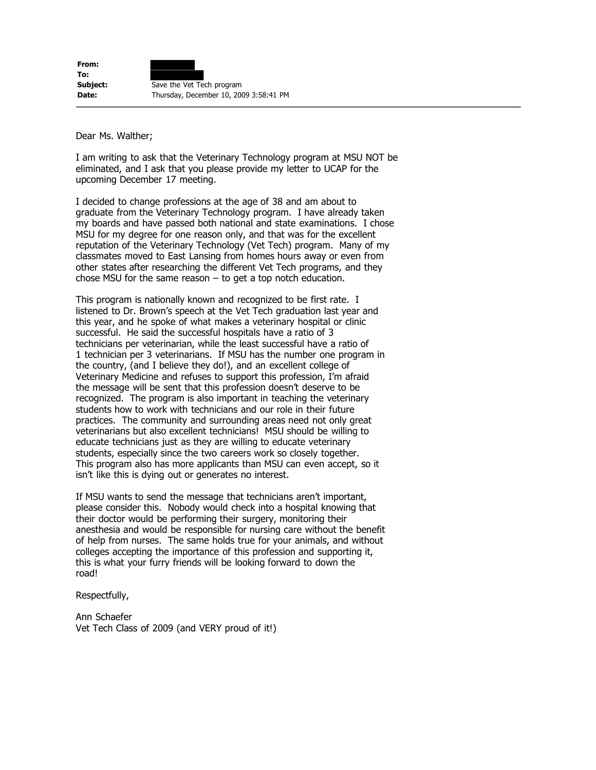| | |
|---|---|
| **From:** | |
| **To:** | |
| **Subject:** | Save the Vet Tech program |
| **Date:** | Thursday, December 10, 2009 3:58:41 PM |

---

Dear Ms. Walther;

I am writing to ask that the Veterinary Technology program at MSU NOT be eliminated, and I ask that you please provide my letter to UCAP for the upcoming December 17 meeting.

I decided to change professions at the age of 38 and am about to graduate from the Veterinary Technology program. I have already taken my boards and have passed both national and state examinations. I chose MSU for my degree for one reason only, and that was for the excellent reputation of the Veterinary Technology (Vet Tech) program. Many of my classmates moved to East Lansing from homes hours away or even from other states after researching the different Vet Tech programs, and they chose MSU for the same reason – to get a top notch education.

This program is nationally known and recognized to be first rate. I listened to Dr. Brown's speech at the Vet Tech graduation last year and this year, and he spoke of what makes a veterinary hospital or clinic successful. He said the successful hospitals have a ratio of 3 technicians per veterinarian, while the least successful have a ratio of 1 technician per 3 veterinarians. If MSU has the number one program in the country, (and I believe they do!), and an excellent college of Veterinary Medicine and refuses to support this profession, I'm afraid the message will be sent that this profession doesn't deserve to be recognized. The program is also important in teaching the veterinary students how to work with technicians and our role in their future practices. The community and surrounding areas need not only great veterinarians but also excellent technicians! MSU should be willing to educate technicians just as they are willing to educate veterinary students, especially since the two careers work so closely together. This program also has more applicants than MSU can even accept, so it isn't like this is dying out or generates no interest.

If MSU wants to send the message that technicians aren't important, please consider this. Nobody would check into a hospital knowing that their doctor would be performing their surgery, monitoring their anesthesia and would be responsible for nursing care without the benefit of help from nurses. The same holds true for your animals, and without colleges accepting the importance of this profession and supporting it, this is what your furry friends will be looking forward to down the road!

Respectfully,

Ann Schaefer
Vet Tech Class of 2009 (and VERY proud of it!)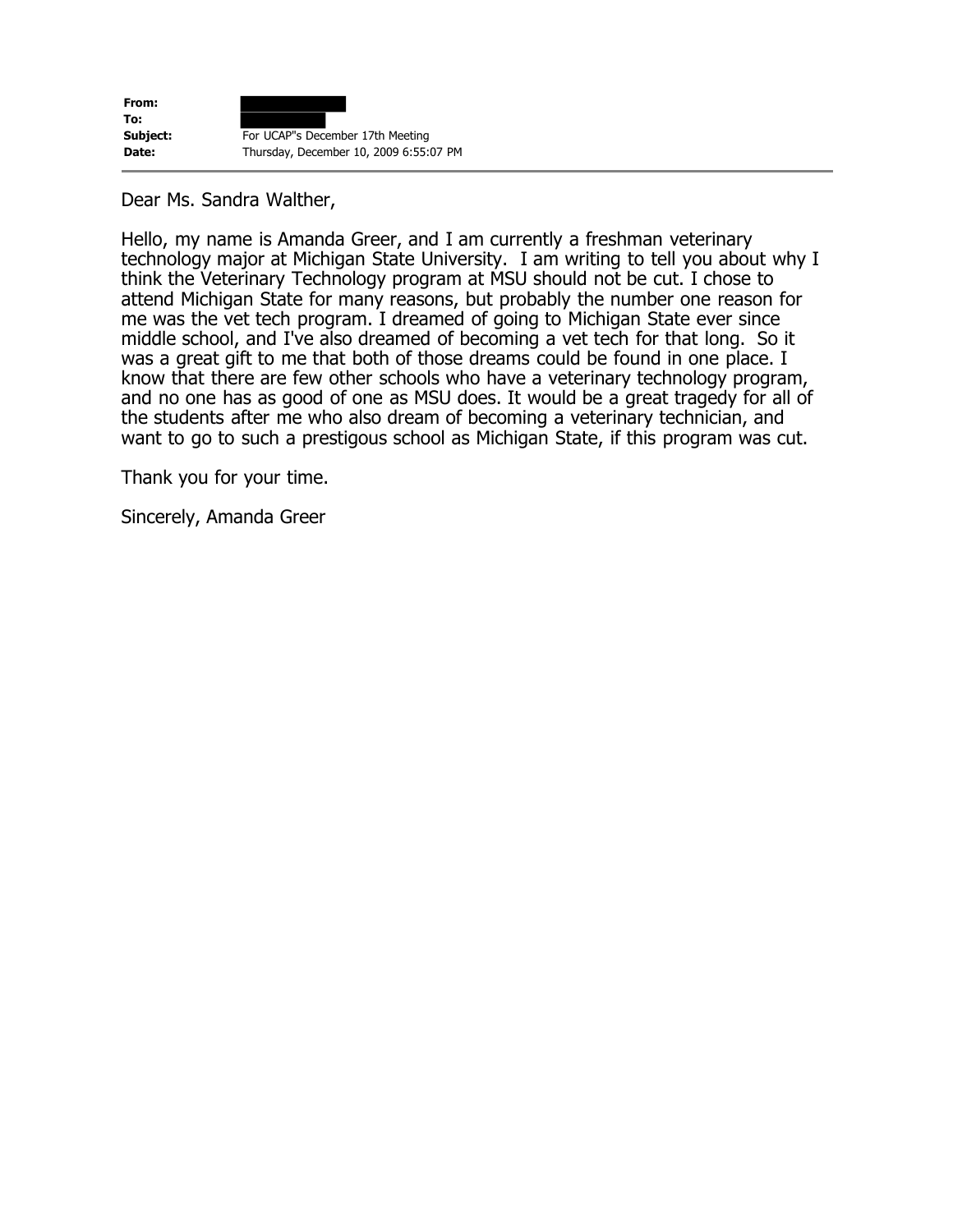| | |
|---|---|
| **From:** | |
| **To:** | |
| **Subject:** | For UCAP"s December 17th Meeting |
| **Date:** | Thursday, December 10, 2009 6:55:07 PM |

Dear Ms. Sandra Walther,

Hello, my name is Amanda Greer, and I am currently a freshman veterinary technology major at Michigan State University. I am writing to tell you about why I think the Veterinary Technology program at MSU should not be cut. I chose to attend Michigan State for many reasons, but probably the number one reason for me was the vet tech program. I dreamed of going to Michigan State ever since middle school, and I've also dreamed of becoming a vet tech for that long. So it was a great gift to me that both of those dreams could be found in one place. I know that there are few other schools who have a veterinary technology program, and no one has as good of one as MSU does. It would be a great tragedy for all of the students after me who also dream of becoming a veterinary technician, and want to go to such a prestigous school as Michigan State, if this program was cut.

Thank you for your time.

Sincerely, Amanda Greer